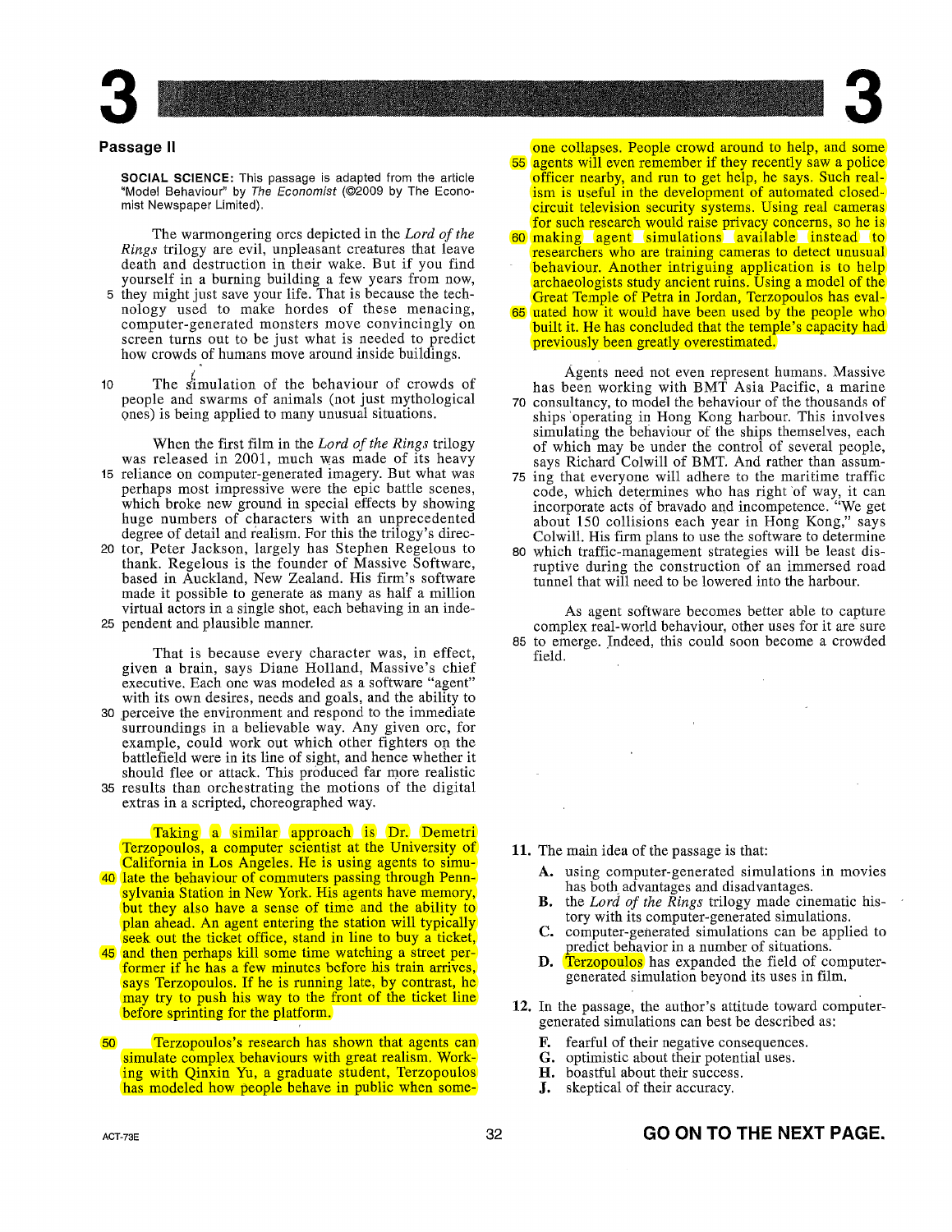## Passage II

**SOCIAL SCIENCE:** This passage is adapted from the article "Model Behaviour" by *The Economist* (©2009 by The Economist Newspaper Limited).

The warmongering orcs depicted in the *Lord of the Rings* trilogy are evil, unpleasant creatures that leave death and destruction in their wake. But if you find yourself in a burning building a few years from now, they might just save your life. That is because the technology used to make hordes of these menacing, computer-generated monsters move convincingly on screen turns out to be just what is needed to predict how crowds of humans move around inside buildings.

The simulation of the behaviour of crowds of people and swarms of animals (not just mythological ones) is being applied to many unusual situations.

When the first film in the *Lord of the Rings* trilogy was released in 2001, much was made of its heavy reliance on computer-generated imagery. But what was perhaps most impressive were the epic battle scenes, which broke new ground in special effects by showing huge numbers of characters with an unprecedented degree of detail and realism. For this the trilogy's director, Peter Jackson, largely has Stephen Regelous to thank. Regelous is the founder of Massive Software, based in Auckland, New Zealand. His firm's software made it possible to generate as many as half a million virtual actors in a single shot, each behaving in an independent and plausible manner.

That is because every character was, in effect, given a brain, says Diane Holland, Massive's chief executive. Each one was modeled as a software "agent" with its own desires, needs and goals, and the ability to perceive the environment and respond to the immediate surroundings in a believable way. Any given orc, for example, could work out which other fighters on the battlefield were in its line of sight, and hence whether it should flee or attack. This produced far more realistic results than orchestrating the motions of the digital extras in a scripted, choreographed way.

Taking a similar approach is Dr. Demetri Terzopoulos, a computer scientist at the University of California in Los Angeles. He is using agents to simulate the behaviour of commuters passing through Pennsylvania Station in New York. His agents have memory, but they also have a sense of time and the ability to plan ahead. An agent entering the station will typically seek out the ticket office, stand in line to buy a ticket, and then perhaps kill some time watching a street performer if he has a few minutes before his train arrives, says Terzopoulos. If he is running late, by contrast, he may try to push his way to the front of the ticket line before sprinting for the platform.

Terzopoulos's research has shown that agents can simulate complex behaviours with great realism. Working with Qinxin Yu, a graduate student, Terzopoulos has modeled how people behave in public when someone collapses. People crowd around to help, and some agents will even remember if they recently saw a police officer nearby, and run to get help, he says. Such realism is useful in the development of automated closed-circuit television security systems. Using real cameras for such research would raise privacy concerns, so he is making agent simulations available instead to researchers who are training cameras to detect unusual behaviour. Another intriguing application is to help archaeologists study ancient ruins. Using a model of the Great Temple of Petra in Jordan, Terzopoulos has evaluated how it would have been used by the people who built it. He has concluded that the temple's capacity had previously been greatly overestimated.

Agents need not even represent humans. Massive has been working with BMT Asia Pacific, a marine consultancy, to model the behaviour of the thousands of ships operating in Hong Kong harbour. This involves simulating the behaviour of the ships themselves, each of which may be under the control of several people, says Richard Colwill of BMT. And rather than assuming that everyone will adhere to the maritime traffic code, which determines who has right of way, it can incorporate acts of bravado and incompetence. "We get about 150 collisions each year in Hong Kong," says Colwill. His firm plans to use the software to determine which traffic-management strategies will be least disruptive during the construction of an immersed road tunnel that will need to be lowered into the harbour.

As agent software becomes better able to capture complex real-world behaviour, other uses for it are sure to emerge. Indeed, this could soon become a crowded field.

**11.** The main idea of the passage is that:

- **A.** using computer-generated simulations in movies has both advantages and disadvantages.
- **B.** the *Lord of the Rings* trilogy made cinematic history with its computer-generated simulations.
- **C.** computer-generated simulations can be applied to predict behavior in a number of situations.
- **D.** Terzopoulos has expanded the field of computer-generated simulation beyond its uses in film.

**12.** In the passage, the author's attitude toward computer-generated simulations can best be described as:

- **F.** fearful of their negative consequences.
- **G.** optimistic about their potential uses.
- **H.** boastful about their success.
- **J.** skeptical of their accuracy.

**GO ON TO THE NEXT PAGE.**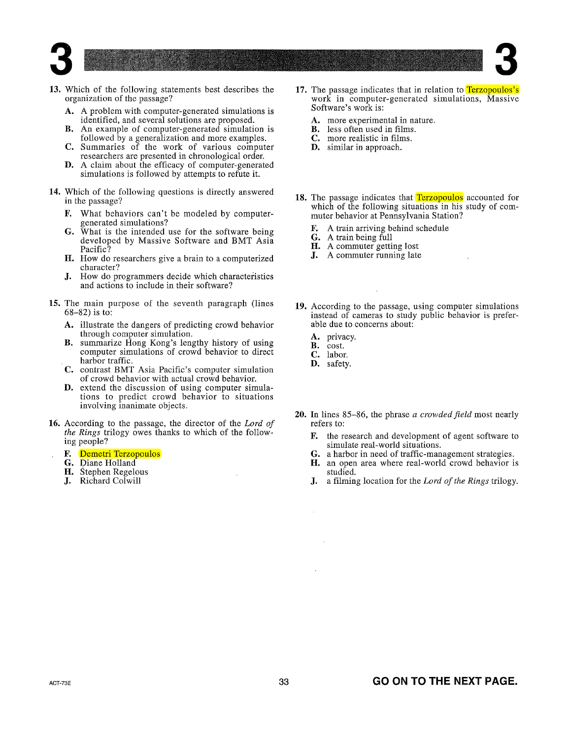13. Which of the following statements best describes the organization of the passage?

    **A.** A problem with computer-generated simulations is identified, and several solutions are proposed.
    **B.** An example of computer-generated simulation is followed by a generalization and more examples.
    **C.** Summaries of the work of various computer researchers are presented in chronological order.
    **D.** A claim about the efficacy of computer-generated simulations is followed by attempts to refute it.

14. Which of the following questions is directly answered in the passage?

    **F.** What behaviors can't be modeled by computer-generated simulations?
    **G.** What is the intended use for the software being developed by Massive Software and BMT Asia Pacific?
    **H.** How do researchers give a brain to a computerized character?
    **J.** How do programmers decide which characteristics and actions to include in their software?

15. The main purpose of the seventh paragraph (lines 68–82) is to:

    **A.** illustrate the dangers of predicting crowd behavior through computer simulation.
    **B.** summarize Hong Kong's lengthy history of using computer simulations of crowd behavior to direct harbor traffic.
    **C.** contrast BMT Asia Pacific's computer simulation of crowd behavior with actual crowd behavior.
    **D.** extend the discussion of using computer simulations to predict crowd behavior to situations involving inanimate objects.

16. According to the passage, the director of the *Lord of the Rings* trilogy owes thanks to which of the following people?

    **F.** Demetri Terzopoulos
    **G.** Diane Holland
    **H.** Stephen Regelous
    **J.** Richard Colwill

17. The passage indicates that in relation to Terzopoulos's work in computer-generated simulations, Massive Software's work is:

    **A.** more experimental in nature.
    **B.** less often used in films.
    **C.** more realistic in films.
    **D.** similar in approach.

18. The passage indicates that Terzopoulos accounted for which of the following situations in his study of commuter behavior at Pennsylvania Station?

    **F.** A train arriving behind schedule
    **G.** A train being full
    **H.** A commuter getting lost
    **J.** A commuter running late

19. According to the passage, using computer simulations instead of cameras to study public behavior is preferable due to concerns about:

    **A.** privacy.
    **B.** cost.
    **C.** labor.
    **D.** safety.

20. In lines 85–86, the phrase *a crowded field* most nearly refers to:

    **F.** the research and development of agent software to simulate real-world situations.
    **G.** a harbor in need of traffic-management strategies.
    **H.** an open area where real-world crowd behavior is studied.
    **J.** a filming location for the *Lord of the Rings* trilogy.

**GO ON TO THE NEXT PAGE.**